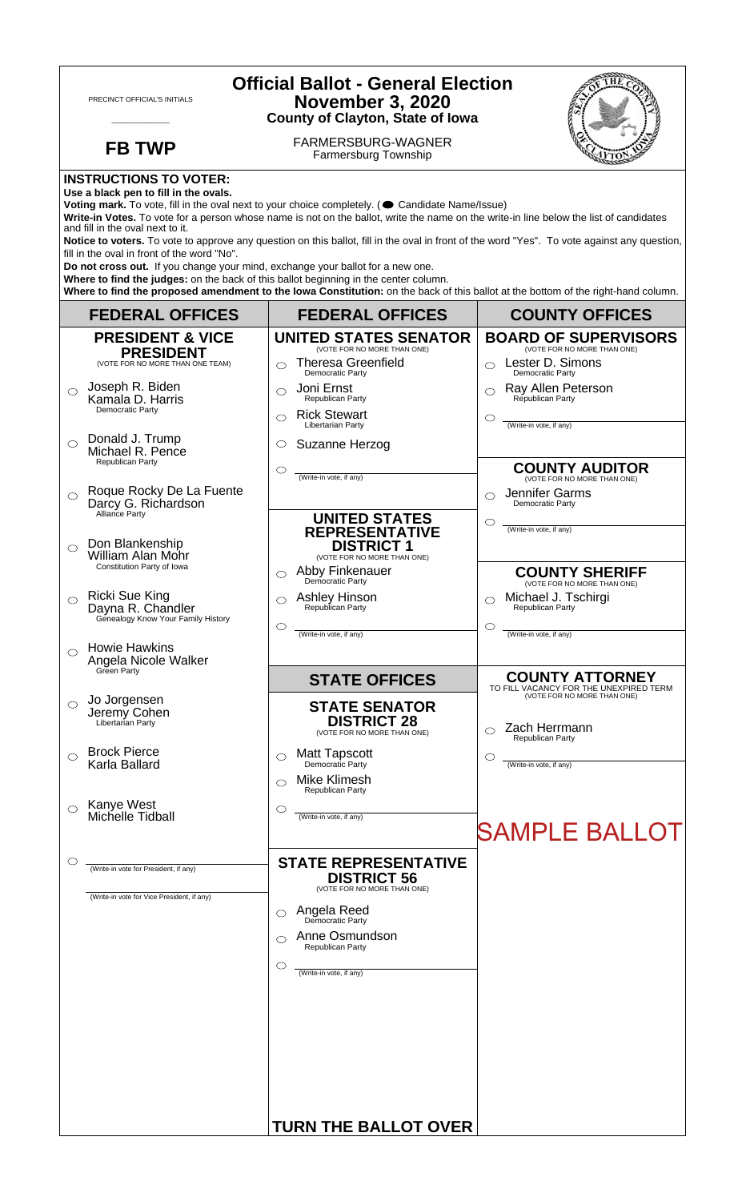PRECINCT OFFICIAL'S INITIALS

___________

**FB TWP**

# Official Ballot - General Election
## November 3, 2020
### County of Clayton, State of Iowa

FARMERSBURG-WAGNER
Farmersburg Township

**INSTRUCTIONS TO VOTER:**

**Use a black pen to fill in the ovals.**

**Voting mark.** To vote, fill in the oval next to your choice completely. (● Candidate Name/Issue)

**Write-in Votes.** To vote for a person whose name is not on the ballot, write the name on the write-in line below the list of candidates and fill in the oval next to it.

**Notice to voters.** To vote to approve any question on this ballot, fill in the oval in front of the word "Yes". To vote against any question, fill in the oval in front of the word "No".

**Do not cross out.** If you change your mind, exchange your ballot for a new one.

**Where to find the judges:** on the back of this ballot beginning in the center column.

**Where to find the proposed amendment to the Iowa Constitution:** on the back of this ballot at the bottom of the right-hand column.

## FEDERAL OFFICES

### PRESIDENT & VICE PRESIDENT
(VOTE FOR NO MORE THAN ONE TEAM)

- ○ Joseph R. Biden / Kamala D. Harris — Democratic Party
- ○ Donald J. Trump / Michael R. Pence — Republican Party
- ○ Roque Rocky De La Fuente / Darcy G. Richardson — Alliance Party
- ○ Don Blankenship / William Alan Mohr — Constitution Party of Iowa
- ○ Ricki Sue King / Dayna R. Chandler — Genealogy Know Your Family History
- ○ Howie Hawkins / Angela Nicole Walker — Green Party
- ○ Jo Jorgensen / Jeremy Cohen — Libertarian Party
- ○ Brock Pierce / Karla Ballard
- ○ Kanye West / Michelle Tidball
- ○ ____________ (Write-in vote for President, if any)
  ____________ (Write-in vote for Vice President, if any)

## FEDERAL OFFICES

### UNITED STATES SENATOR
(VOTE FOR NO MORE THAN ONE)

- ○ Theresa Greenfield — Democratic Party
- ○ Joni Ernst — Republican Party
- ○ Rick Stewart — Libertarian Party
- ○ Suzanne Herzog
- ○ ____________ (Write-in vote, if any)

### UNITED STATES REPRESENTATIVE DISTRICT 1
(VOTE FOR NO MORE THAN ONE)

- ○ Abby Finkenauer — Democratic Party
- ○ Ashley Hinson — Republican Party
- ○ ____________ (Write-in vote, if any)

## STATE OFFICES

### STATE SENATOR DISTRICT 28
(VOTE FOR NO MORE THAN ONE)

- ○ Matt Tapscott — Democratic Party
- ○ Mike Klimesh — Republican Party
- ○ ____________ (Write-in vote, if any)

### STATE REPRESENTATIVE DISTRICT 56
(VOTE FOR NO MORE THAN ONE)

- ○ Angela Reed — Democratic Party
- ○ Anne Osmundson — Republican Party
- ○ ____________ (Write-in vote, if any)

**TURN THE BALLOT OVER**

## COUNTY OFFICES

### BOARD OF SUPERVISORS
(VOTE FOR NO MORE THAN ONE)

- ○ Lester D. Simons — Democratic Party
- ○ Ray Allen Peterson — Republican Party
- ○ ____________ (Write-in vote, if any)

### COUNTY AUDITOR
(VOTE FOR NO MORE THAN ONE)

- ○ Jennifer Garms — Democratic Party
- ○ ____________ (Write-in vote, if any)

### COUNTY SHERIFF
(VOTE FOR NO MORE THAN ONE)

- ○ Michael J. Tschirgi — Republican Party
- ○ ____________ (Write-in vote, if any)

### COUNTY ATTORNEY
TO FILL VACANCY FOR THE UNEXPIRED TERM
(VOTE FOR NO MORE THAN ONE)

- ○ Zach Herrmann — Republican Party
- ○ ____________ (Write-in vote, if any)

SAMPLE BALLOT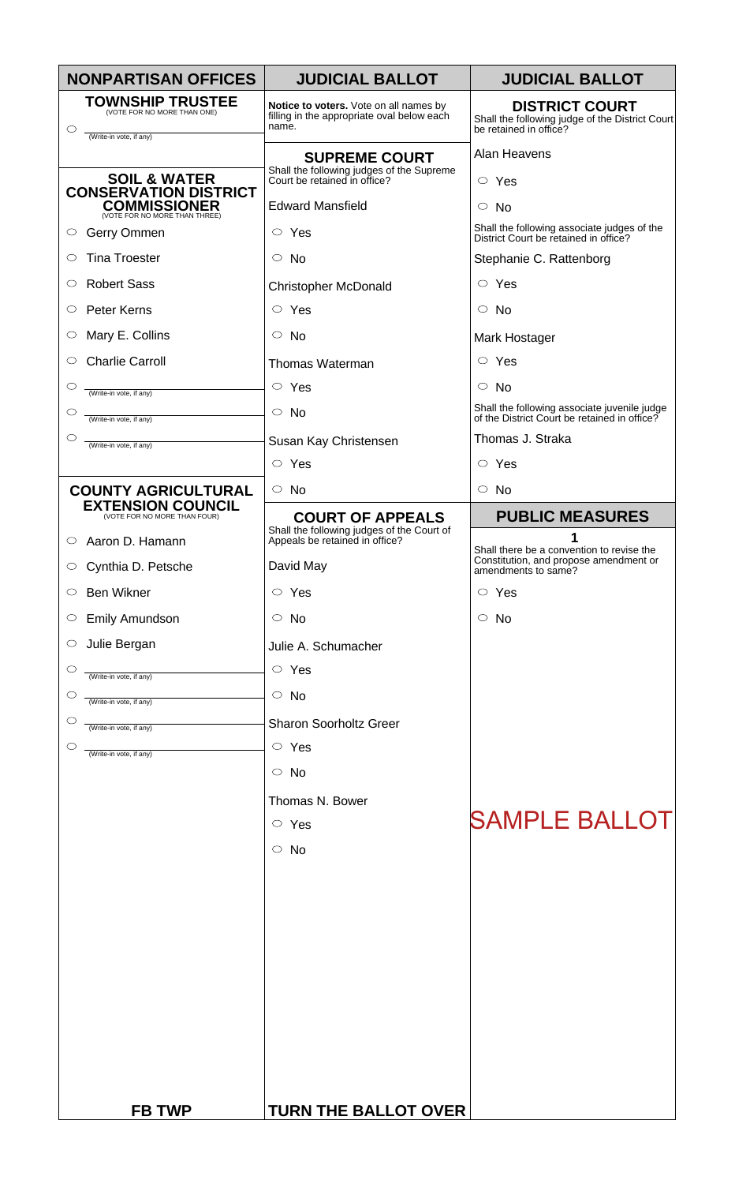## NONPARTISAN OFFICES

### TOWNSHIP TRUSTEE
(VOTE FOR NO MORE THAN ONE)

- ○ ________ (Write-in vote, if any)

### SOIL & WATER CONSERVATION DISTRICT COMMISSIONER
(VOTE FOR NO MORE THAN THREE)

- ○ Gerry Ommen
- ○ Tina Troester
- ○ Robert Sass
- ○ Peter Kerns
- ○ Mary E. Collins
- ○ Charlie Carroll
- ○ ________ (Write-in vote, if any)
- ○ ________ (Write-in vote, if any)
- ○ ________ (Write-in vote, if any)

### COUNTY AGRICULTURAL EXTENSION COUNCIL
(VOTE FOR NO MORE THAN FOUR)

- ○ Aaron D. Hamann
- ○ Cynthia D. Petsche
- ○ Ben Wikner
- ○ Emily Amundson
- ○ Julie Bergan
- ○ ________ (Write-in vote, if any)
- ○ ________ (Write-in vote, if any)
- ○ ________ (Write-in vote, if any)
- ○ ________ (Write-in vote, if any)

**FB TWP**

## JUDICIAL BALLOT

**Notice to voters.** Vote on all names by filling in the appropriate oval below each name.

### SUPREME COURT
Shall the following judges of the Supreme Court be retained in office?

Edward Mansfield
- ○ Yes
- ○ No

Christopher McDonald
- ○ Yes
- ○ No

Thomas Waterman
- ○ Yes
- ○ No

Susan Kay Christensen
- ○ Yes
- ○ No

### COURT OF APPEALS
Shall the following judges of the Court of Appeals be retained in office?

David May
- ○ Yes
- ○ No

Julie A. Schumacher
- ○ Yes
- ○ No

Sharon Soorholtz Greer
- ○ Yes
- ○ No

Thomas N. Bower
- ○ Yes
- ○ No

**TURN THE BALLOT OVER**

## JUDICIAL BALLOT

### DISTRICT COURT
Shall the following judge of the District Court be retained in office?

Alan Heavens
- ○ Yes
- ○ No

Shall the following associate judges of the District Court be retained in office?

Stephanie C. Rattenborg
- ○ Yes
- ○ No

Mark Hostager
- ○ Yes
- ○ No

Shall the following associate juvenile judge of the District Court be retained in office?

Thomas J. Straka
- ○ Yes
- ○ No

## PUBLIC MEASURES

**1**

Shall there be a convention to revise the Constitution, and propose amendment or amendments to same?

- ○ Yes
- ○ No

SAMPLE BALLOT